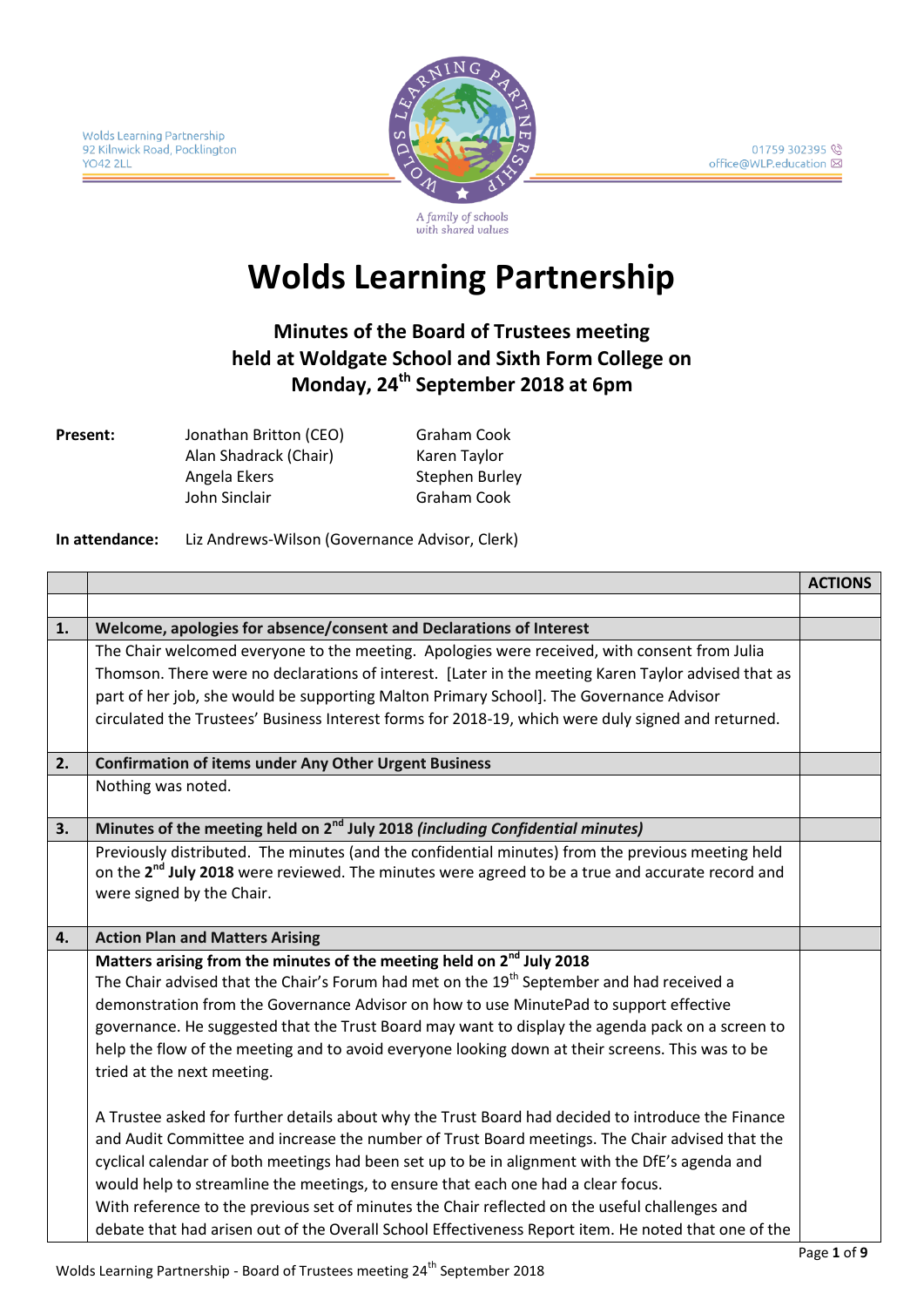Wolds Learning Partnership
92 Kilnwick Road, Pocklington
YO42 2LL

01759 302395
office@WLP.education

A family of schools with shared values

# Wolds Learning Partnership

## Minutes of the Board of Trustees meeting held at Woldgate School and Sixth Form College on Monday, 24th September 2018 at 6pm

**Present:**

| | |
|---|---|
| Jonathan Britton (CEO) | Graham Cook |
| Alan Shadrack (Chair) | Karen Taylor |
| Angela Ekers | Stephen Burley |
| John Sinclair | Graham Cook |

**In attendance:** Liz Andrews-Wilson (Governance Advisor, Clerk)

| | | ACTIONS |
|---|---|---|
| | | |
| **1.** | **Welcome, apologies for absence/consent and Declarations of Interest** | |
| | The Chair welcomed everyone to the meeting. Apologies were received, with consent from Julia Thomson. There were no declarations of interest. [Later in the meeting Karen Taylor advised that as part of her job, she would be supporting Malton Primary School]. The Governance Advisor circulated the Trustees' Business Interest forms for 2018-19, which were duly signed and returned. | |
| **2.** | **Confirmation of items under Any Other Urgent Business** | |
| | Nothing was noted. | |
| **3.** | **Minutes of the meeting held on 2nd July 2018 *(including Confidential minutes)*** | |
| | Previously distributed. The minutes (and the confidential minutes) from the previous meeting held on the **2nd July 2018** were reviewed. The minutes were agreed to be a true and accurate record and were signed by the Chair. | |
| **4.** | **Action Plan and Matters Arising** | |
| | **Matters arising from the minutes of the meeting held on 2nd July 2018**<br>The Chair advised that the Chair's Forum had met on the 19th September and had received a demonstration from the Governance Advisor on how to use MinutePad to support effective governance. He suggested that the Trust Board may want to display the agenda pack on a screen to help the flow of the meeting and to avoid everyone looking down at their screens. This was to be tried at the next meeting.<br><br>A Trustee asked for further details about why the Trust Board had decided to introduce the Finance and Audit Committee and increase the number of Trust Board meetings. The Chair advised that the cyclical calendar of both meetings had been set up to be in alignment with the DfE's agenda and would help to streamline the meetings, to ensure that each one had a clear focus.<br>With reference to the previous set of minutes the Chair reflected on the useful challenges and debate that had arisen out of the Overall School Effectiveness Report item. He noted that one of the | |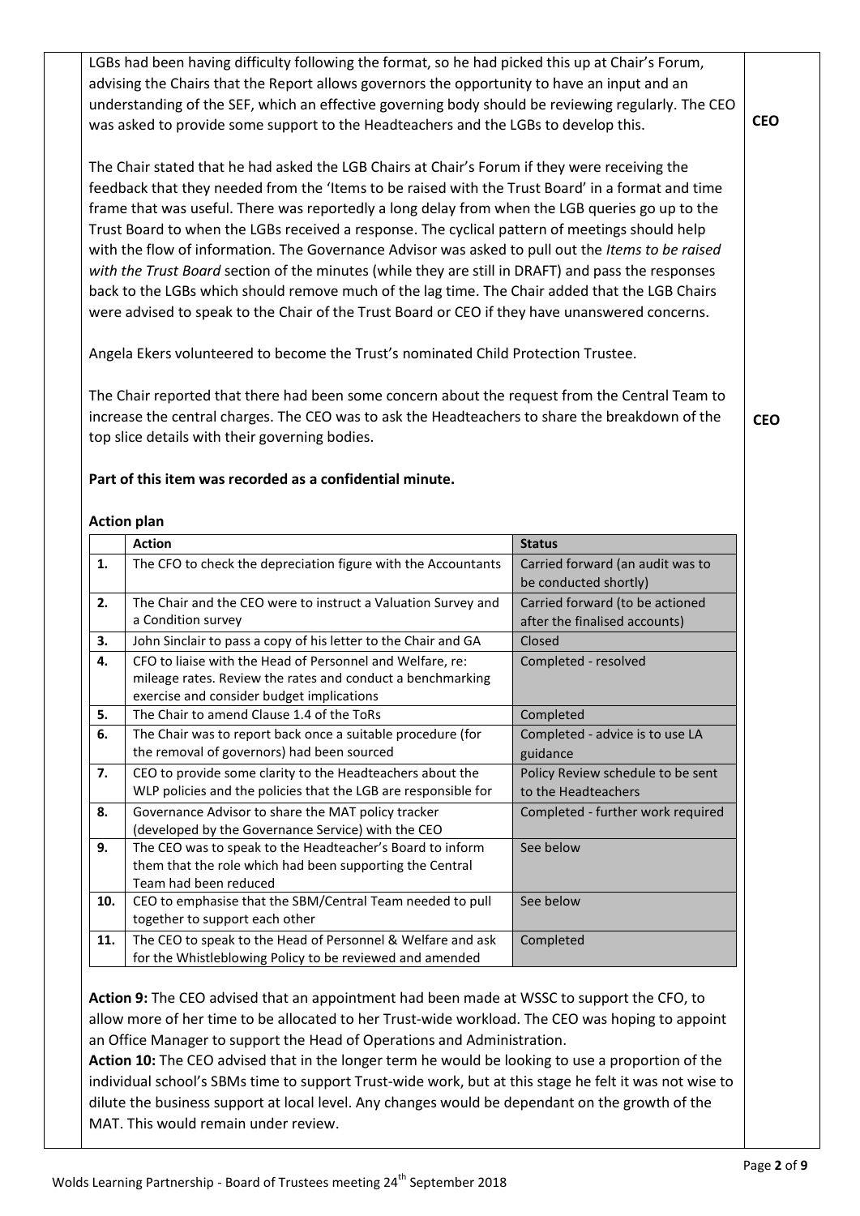LGBs had been having difficulty following the format, so he had picked this up at Chair's Forum, advising the Chairs that the Report allows governors the opportunity to have an input and an understanding of the SEF, which an effective governing body should be reviewing regularly. The CEO was asked to provide some support to the Headteachers and the LGBs to develop this. **CEO**

The Chair stated that he had asked the LGB Chairs at Chair's Forum if they were receiving the feedback that they needed from the 'Items to be raised with the Trust Board' in a format and time frame that was useful. There was reportedly a long delay from when the LGB queries go up to the Trust Board to when the LGBs received a response. The cyclical pattern of meetings should help with the flow of information. The Governance Advisor was asked to pull out the *Items to be raised with the Trust Board* section of the minutes (while they are still in DRAFT) and pass the responses back to the LGBs which should remove much of the lag time. The Chair added that the LGB Chairs were advised to speak to the Chair of the Trust Board or CEO if they have unanswered concerns.

Angela Ekers volunteered to become the Trust's nominated Child Protection Trustee.

The Chair reported that there had been some concern about the request from the Central Team to increase the central charges. The CEO was to ask the Headteachers to share the breakdown of the top slice details with their governing bodies. **CEO**

**Part of this item was recorded as a confidential minute.**

**Action plan**

| | Action | Status |
|---|---|---|
| **1.** | The CFO to check the depreciation figure with the Accountants | Carried forward (an audit was to be conducted shortly) |
| **2.** | The Chair and the CEO were to instruct a Valuation Survey and a Condition survey | Carried forward (to be actioned after the finalised accounts) |
| **3.** | John Sinclair to pass a copy of his letter to the Chair and GA | Closed |
| **4.** | CFO to liaise with the Head of Personnel and Welfare, re: mileage rates. Review the rates and conduct a benchmarking exercise and consider budget implications | Completed - resolved |
| **5.** | The Chair to amend Clause 1.4 of the ToRs | Completed |
| **6.** | The Chair was to report back once a suitable procedure (for the removal of governors) had been sourced | Completed - advice is to use LA guidance |
| **7.** | CEO to provide some clarity to the Headteachers about the WLP policies and the policies that the LGB are responsible for | Policy Review schedule to be sent to the Headteachers |
| **8.** | Governance Advisor to share the MAT policy tracker (developed by the Governance Service) with the CEO | Completed - further work required |
| **9.** | The CEO was to speak to the Headteacher's Board to inform them that the role which had been supporting the Central Team had been reduced | See below |
| **10.** | CEO to emphasise that the SBM/Central Team needed to pull together to support each other | See below |
| **11.** | The CEO to speak to the Head of Personnel & Welfare and ask for the Whistleblowing Policy to be reviewed and amended | Completed |

**Action 9:** The CEO advised that an appointment had been made at WSSC to support the CFO, to allow more of her time to be allocated to her Trust-wide workload. The CEO was hoping to appoint an Office Manager to support the Head of Operations and Administration.
**Action 10:** The CEO advised that in the longer term he would be looking to use a proportion of the individual school's SBMs time to support Trust-wide work, but at this stage he felt it was not wise to dilute the business support at local level. Any changes would be dependant on the growth of the MAT. This would remain under review.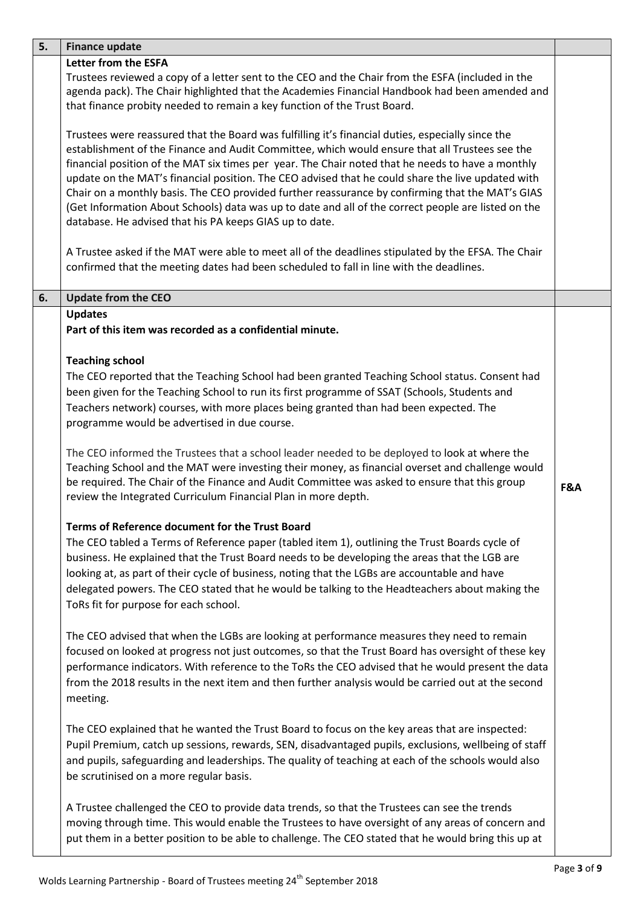| 5. | **Finance update** | |
|---|---|---|
| | **Letter from the ESFA**<br>Trustees reviewed a copy of a letter sent to the CEO and the Chair from the ESFA (included in the agenda pack). The Chair highlighted that the Academies Financial Handbook had been amended and that finance probity needed to remain a key function of the Trust Board.<br><br>Trustees were reassured that the Board was fulfilling it's financial duties, especially since the establishment of the Finance and Audit Committee, which would ensure that all Trustees see the financial position of the MAT six times per year. The Chair noted that he needs to have a monthly update on the MAT's financial position. The CEO advised that he could share the live updated with Chair on a monthly basis. The CEO provided further reassurance by confirming that the MAT's GIAS (Get Information About Schools) data was up to date and all of the correct people are listed on the database. He advised that his PA keeps GIAS up to date.<br><br>A Trustee asked if the MAT were able to meet all of the deadlines stipulated by the EFSA. The Chair confirmed that the meeting dates had been scheduled to fall in line with the deadlines. | |
| **6.** | **Update from the CEO** | |
| | **Updates**<br>**Part of this item was recorded as a confidential minute.**<br><br>**Teaching school**<br>The CEO reported that the Teaching School had been granted Teaching School status. Consent had been given for the Teaching School to run its first programme of SSAT (Schools, Students and Teachers network) courses, with more places being granted than had been expected. The programme would be advertised in due course.<br><br>The CEO informed the Trustees that a school leader needed to be deployed to look at where the Teaching School and the MAT were investing their money, as financial overset and challenge would be required. The Chair of the Finance and Audit Committee was asked to ensure that this group review the Integrated Curriculum Financial Plan in more depth.<br><br>**Terms of Reference document for the Trust Board**<br>The CEO tabled a Terms of Reference paper (tabled item 1), outlining the Trust Boards cycle of business. He explained that the Trust Board needs to be developing the areas that the LGB are looking at, as part of their cycle of business, noting that the LGBs are accountable and have delegated powers. The CEO stated that he would be talking to the Headteachers about making the ToRs fit for purpose for each school.<br><br>The CEO advised that when the LGBs are looking at performance measures they need to remain focused on looked at progress not just outcomes, so that the Trust Board has oversight of these key performance indicators. With reference to the ToRs the CEO advised that he would present the data from the 2018 results in the next item and then further analysis would be carried out at the second meeting.<br><br>The CEO explained that he wanted the Trust Board to focus on the key areas that are inspected: Pupil Premium, catch up sessions, rewards, SEN, disadvantaged pupils, exclusions, wellbeing of staff and pupils, safeguarding and leaderships. The quality of teaching at each of the schools would also be scrutinised on a more regular basis.<br><br>A Trustee challenged the CEO to provide data trends, so that the Trustees can see the trends moving through time. This would enable the Trustees to have oversight of any areas of concern and put them in a better position to be able to challenge. The CEO stated that he would bring this up at | **F&A** |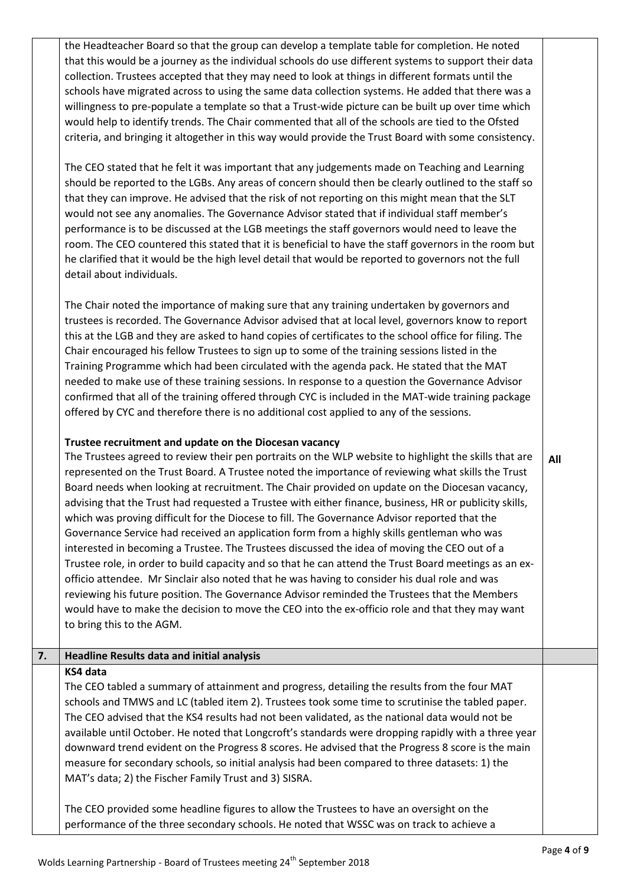the Headteacher Board so that the group can develop a template table for completion. He noted that this would be a journey as the individual schools do use different systems to support their data collection. Trustees accepted that they may need to look at things in different formats until the schools have migrated across to using the same data collection systems. He added that there was a willingness to pre-populate a template so that a Trust-wide picture can be built up over time which would help to identify trends. The Chair commented that all of the schools are tied to the Ofsted criteria, and bringing it altogether in this way would provide the Trust Board with some consistency.

The CEO stated that he felt it was important that any judgements made on Teaching and Learning should be reported to the LGBs. Any areas of concern should then be clearly outlined to the staff so that they can improve. He advised that the risk of not reporting on this might mean that the SLT would not see any anomalies. The Governance Advisor stated that if individual staff member's performance is to be discussed at the LGB meetings the staff governors would need to leave the room. The CEO countered this stated that it is beneficial to have the staff governors in the room but he clarified that it would be the high level detail that would be reported to governors not the full detail about individuals.

The Chair noted the importance of making sure that any training undertaken by governors and trustees is recorded. The Governance Advisor advised that at local level, governors know to report this at the LGB and they are asked to hand copies of certificates to the school office for filing. The Chair encouraged his fellow Trustees to sign up to some of the training sessions listed in the Training Programme which had been circulated with the agenda pack. He stated that the MAT needed to make use of these training sessions. In response to a question the Governance Advisor confirmed that all of the training offered through CYC is included in the MAT-wide training package offered by CYC and therefore there is no additional cost applied to any of the sessions.

**Trustee recruitment and update on the Diocesan vacancy**

The Trustees agreed to review their pen portraits on the WLP website to highlight the skills that are represented on the Trust Board. A Trustee noted the importance of reviewing what skills the Trust Board needs when looking at recruitment. The Chair provided on update on the Diocesan vacancy, advising that the Trust had requested a Trustee with either finance, business, HR or publicity skills, which was proving difficult for the Diocese to fill. The Governance Advisor reported that the Governance Service had received an application form from a highly skills gentleman who was interested in becoming a Trustee. The Trustees discussed the idea of moving the CEO out of a Trustee role, in order to build capacity and so that he can attend the Trust Board meetings as an ex-officio attendee. Mr Sinclair also noted that he was having to consider his dual role and was reviewing his future position. The Governance Advisor reminded the Trustees that the Members would have to make the decision to move the CEO into the ex-officio role and that they may want to bring this to the AGM.

**All**

## 7. Headline Results data and initial analysis

**KS4 data**

The CEO tabled a summary of attainment and progress, detailing the results from the four MAT schools and TMWS and LC (tabled item 2). Trustees took some time to scrutinise the tabled paper. The CEO advised that the KS4 results had not been validated, as the national data would not be available until October. He noted that Longcroft's standards were dropping rapidly with a three year downward trend evident on the Progress 8 scores. He advised that the Progress 8 score is the main measure for secondary schools, so initial analysis had been compared to three datasets: 1) the MAT's data; 2) the Fischer Family Trust and 3) SISRA.

The CEO provided some headline figures to allow the Trustees to have an oversight on the performance of the three secondary schools. He noted that WSSC was on track to achieve a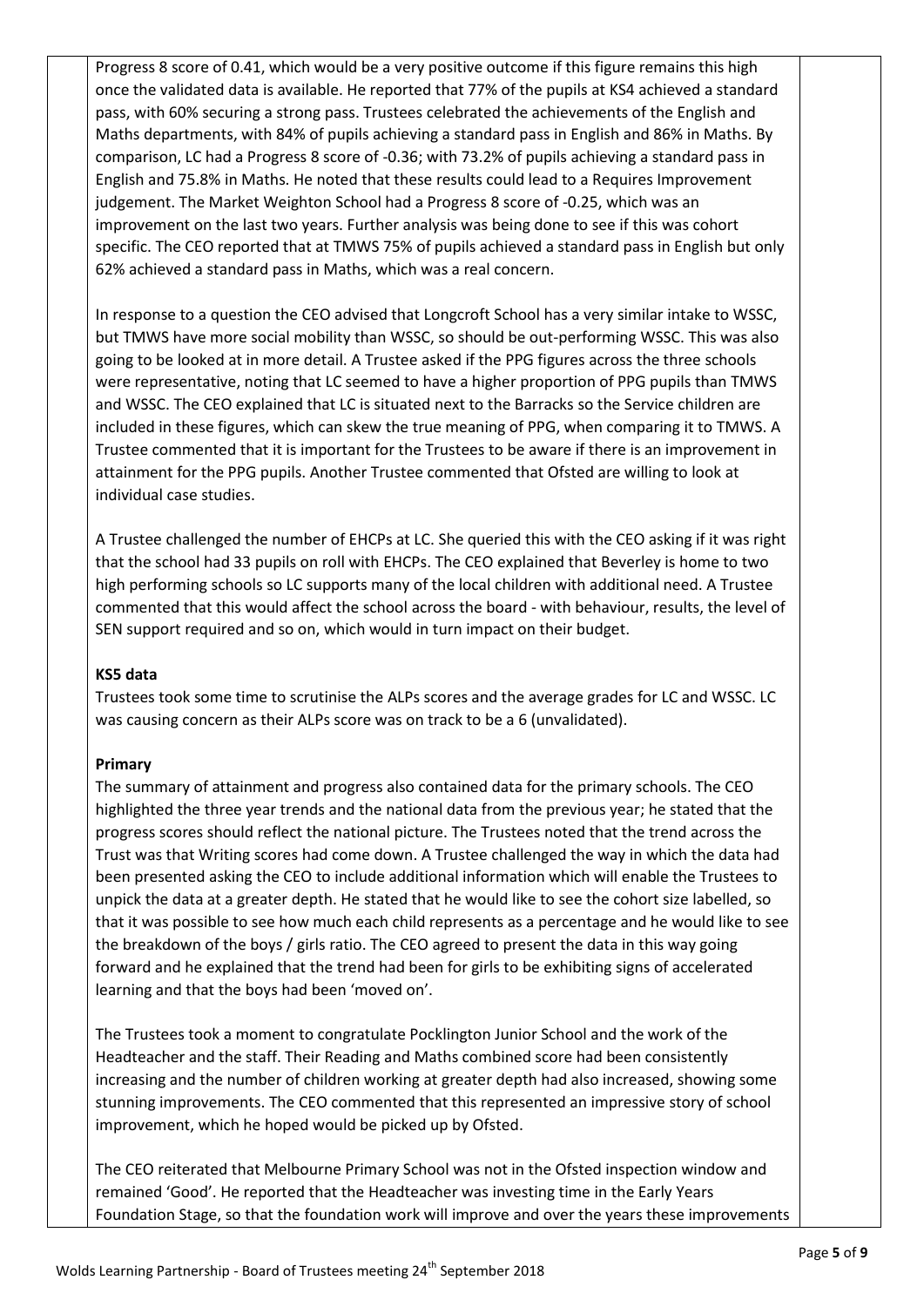Progress 8 score of 0.41, which would be a very positive outcome if this figure remains this high once the validated data is available. He reported that 77% of the pupils at KS4 achieved a standard pass, with 60% securing a strong pass. Trustees celebrated the achievements of the English and Maths departments, with 84% of pupils achieving a standard pass in English and 86% in Maths. By comparison, LC had a Progress 8 score of -0.36; with 73.2% of pupils achieving a standard pass in English and 75.8% in Maths. He noted that these results could lead to a Requires Improvement judgement. The Market Weighton School had a Progress 8 score of -0.25, which was an improvement on the last two years. Further analysis was being done to see if this was cohort specific. The CEO reported that at TMWS 75% of pupils achieved a standard pass in English but only 62% achieved a standard pass in Maths, which was a real concern.

In response to a question the CEO advised that Longcroft School has a very similar intake to WSSC, but TMWS have more social mobility than WSSC, so should be out-performing WSSC. This was also going to be looked at in more detail. A Trustee asked if the PPG figures across the three schools were representative, noting that LC seemed to have a higher proportion of PPG pupils than TMWS and WSSC. The CEO explained that LC is situated next to the Barracks so the Service children are included in these figures, which can skew the true meaning of PPG, when comparing it to TMWS. A Trustee commented that it is important for the Trustees to be aware if there is an improvement in attainment for the PPG pupils. Another Trustee commented that Ofsted are willing to look at individual case studies.

A Trustee challenged the number of EHCPs at LC. She queried this with the CEO asking if it was right that the school had 33 pupils on roll with EHCPs. The CEO explained that Beverley is home to two high performing schools so LC supports many of the local children with additional need. A Trustee commented that this would affect the school across the board - with behaviour, results, the level of SEN support required and so on, which would in turn impact on their budget.

**KS5 data**

Trustees took some time to scrutinise the ALPs scores and the average grades for LC and WSSC. LC was causing concern as their ALPs score was on track to be a 6 (unvalidated).

**Primary**

The summary of attainment and progress also contained data for the primary schools. The CEO highlighted the three year trends and the national data from the previous year; he stated that the progress scores should reflect the national picture. The Trustees noted that the trend across the Trust was that Writing scores had come down. A Trustee challenged the way in which the data had been presented asking the CEO to include additional information which will enable the Trustees to unpick the data at a greater depth. He stated that he would like to see the cohort size labelled, so that it was possible to see how much each child represents as a percentage and he would like to see the breakdown of the boys / girls ratio. The CEO agreed to present the data in this way going forward and he explained that the trend had been for girls to be exhibiting signs of accelerated learning and that the boys had been 'moved on'.

The Trustees took a moment to congratulate Pocklington Junior School and the work of the Headteacher and the staff. Their Reading and Maths combined score had been consistently increasing and the number of children working at greater depth had also increased, showing some stunning improvements. The CEO commented that this represented an impressive story of school improvement, which he hoped would be picked up by Ofsted.

The CEO reiterated that Melbourne Primary School was not in the Ofsted inspection window and remained 'Good'. He reported that the Headteacher was investing time in the Early Years Foundation Stage, so that the foundation work will improve and over the years these improvements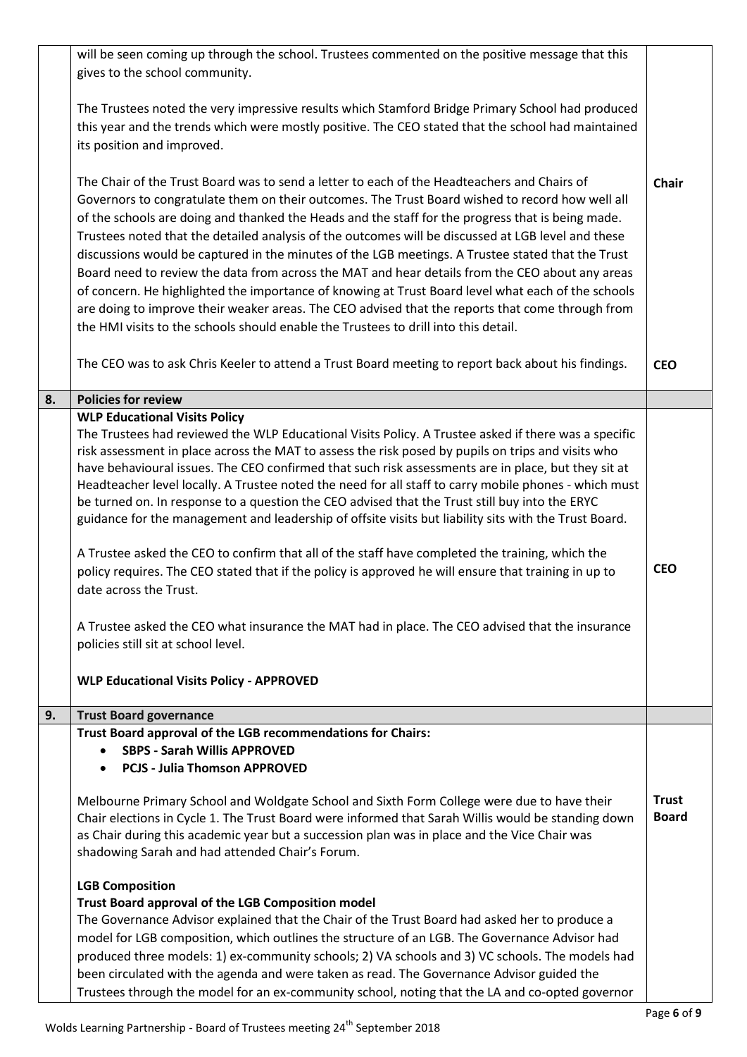|  |  |  |
|---|---|---|
|  | will be seen coming up through the school. Trustees commented on the positive message that this gives to the school community.<br><br>The Trustees noted the very impressive results which Stamford Bridge Primary School had produced this year and the trends which were mostly positive. The CEO stated that the school had maintained its position and improved.<br><br>The Chair of the Trust Board was to send a letter to each of the Headteachers and Chairs of Governors to congratulate them on their outcomes. The Trust Board wished to record how well all of the schools are doing and thanked the Heads and the staff for the progress that is being made. Trustees noted that the detailed analysis of the outcomes will be discussed at LGB level and these discussions would be captured in the minutes of the LGB meetings. A Trustee stated that the Trust Board need to review the data from across the MAT and hear details from the CEO about any areas of concern. He highlighted the importance of knowing at Trust Board level what each of the schools are doing to improve their weaker areas. The CEO advised that the reports that come through from the HMI visits to the schools should enable the Trustees to drill into this detail.<br><br>The CEO was to ask Chris Keeler to attend a Trust Board meeting to report back about his findings. | **Chair**<br><br>**CEO** |
| **8.** | **Policies for review** |  |
|  | **WLP Educational Visits Policy**<br>The Trustees had reviewed the WLP Educational Visits Policy. A Trustee asked if there was a specific risk assessment in place across the MAT to assess the risk posed by pupils on trips and visits who have behavioural issues. The CEO confirmed that such risk assessments are in place, but they sit at Headteacher level locally. A Trustee noted the need for all staff to carry mobile phones - which must be turned on. In response to a question the CEO advised that the Trust still buy into the ERYC guidance for the management and leadership of offsite visits but liability sits with the Trust Board.<br><br>A Trustee asked the CEO to confirm that all of the staff have completed the training, which the policy requires. The CEO stated that if the policy is approved he will ensure that training in up to date across the Trust.<br><br>A Trustee asked the CEO what insurance the MAT had in place. The CEO advised that the insurance policies still sit at school level.<br><br>**WLP Educational Visits Policy - APPROVED** | **CEO** |
| **9.** | **Trust Board governance** |  |
|  | **Trust Board approval of the LGB recommendations for Chairs:**<br>• **SBPS - Sarah Willis APPROVED**<br>• **PCJS - Julia Thomson APPROVED**<br><br>Melbourne Primary School and Woldgate School and Sixth Form College were due to have their Chair elections in Cycle 1. The Trust Board were informed that Sarah Willis would be standing down as Chair during this academic year but a succession plan was in place and the Vice Chair was shadowing Sarah and had attended Chair's Forum.<br><br>**LGB Composition**<br>**Trust Board approval of the LGB Composition model**<br>The Governance Advisor explained that the Chair of the Trust Board had asked her to produce a model for LGB composition, which outlines the structure of an LGB. The Governance Advisor had produced three models: 1) ex-community schools; 2) VA schools and 3) VC schools. The models had been circulated with the agenda and were taken as read. The Governance Advisor guided the Trustees through the model for an ex-community school, noting that the LA and co-opted governor | **Trust Board** |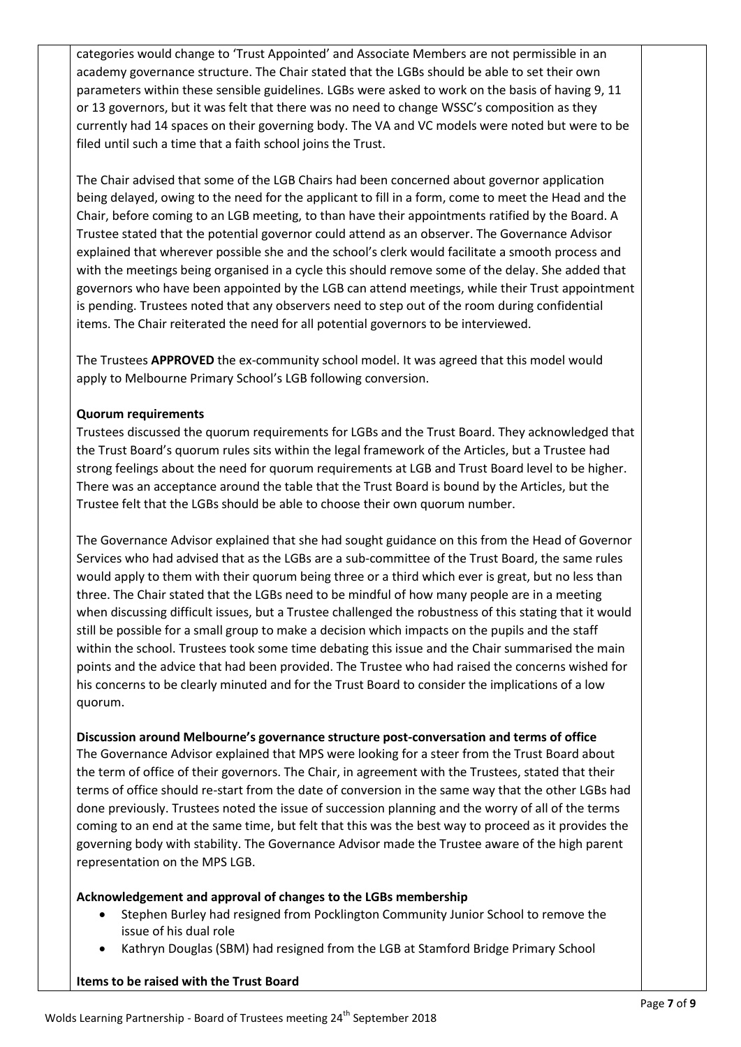categories would change to 'Trust Appointed' and Associate Members are not permissible in an academy governance structure. The Chair stated that the LGBs should be able to set their own parameters within these sensible guidelines. LGBs were asked to work on the basis of having 9, 11 or 13 governors, but it was felt that there was no need to change WSSC's composition as they currently had 14 spaces on their governing body. The VA and VC models were noted but were to be filed until such a time that a faith school joins the Trust.

The Chair advised that some of the LGB Chairs had been concerned about governor application being delayed, owing to the need for the applicant to fill in a form, come to meet the Head and the Chair, before coming to an LGB meeting, to than have their appointments ratified by the Board. A Trustee stated that the potential governor could attend as an observer. The Governance Advisor explained that wherever possible she and the school's clerk would facilitate a smooth process and with the meetings being organised in a cycle this should remove some of the delay. She added that governors who have been appointed by the LGB can attend meetings, while their Trust appointment is pending. Trustees noted that any observers need to step out of the room during confidential items. The Chair reiterated the need for all potential governors to be interviewed.

The Trustees **APPROVED** the ex-community school model. It was agreed that this model would apply to Melbourne Primary School's LGB following conversion.

**Quorum requirements**

Trustees discussed the quorum requirements for LGBs and the Trust Board. They acknowledged that the Trust Board's quorum rules sits within the legal framework of the Articles, but a Trustee had strong feelings about the need for quorum requirements at LGB and Trust Board level to be higher. There was an acceptance around the table that the Trust Board is bound by the Articles, but the Trustee felt that the LGBs should be able to choose their own quorum number.

The Governance Advisor explained that she had sought guidance on this from the Head of Governor Services who had advised that as the LGBs are a sub-committee of the Trust Board, the same rules would apply to them with their quorum being three or a third which ever is great, but no less than three. The Chair stated that the LGBs need to be mindful of how many people are in a meeting when discussing difficult issues, but a Trustee challenged the robustness of this stating that it would still be possible for a small group to make a decision which impacts on the pupils and the staff within the school. Trustees took some time debating this issue and the Chair summarised the main points and the advice that had been provided. The Trustee who had raised the concerns wished for his concerns to be clearly minuted and for the Trust Board to consider the implications of a low quorum.

**Discussion around Melbourne's governance structure post-conversation and terms of office**

The Governance Advisor explained that MPS were looking for a steer from the Trust Board about the term of office of their governors. The Chair, in agreement with the Trustees, stated that their terms of office should re-start from the date of conversion in the same way that the other LGBs had done previously. Trustees noted the issue of succession planning and the worry of all of the terms coming to an end at the same time, but felt that this was the best way to proceed as it provides the governing body with stability. The Governance Advisor made the Trustee aware of the high parent representation on the MPS LGB.

**Acknowledgement and approval of changes to the LGBs membership**

- Stephen Burley had resigned from Pocklington Community Junior School to remove the issue of his dual role
- Kathryn Douglas (SBM) had resigned from the LGB at Stamford Bridge Primary School

**Items to be raised with the Trust Board**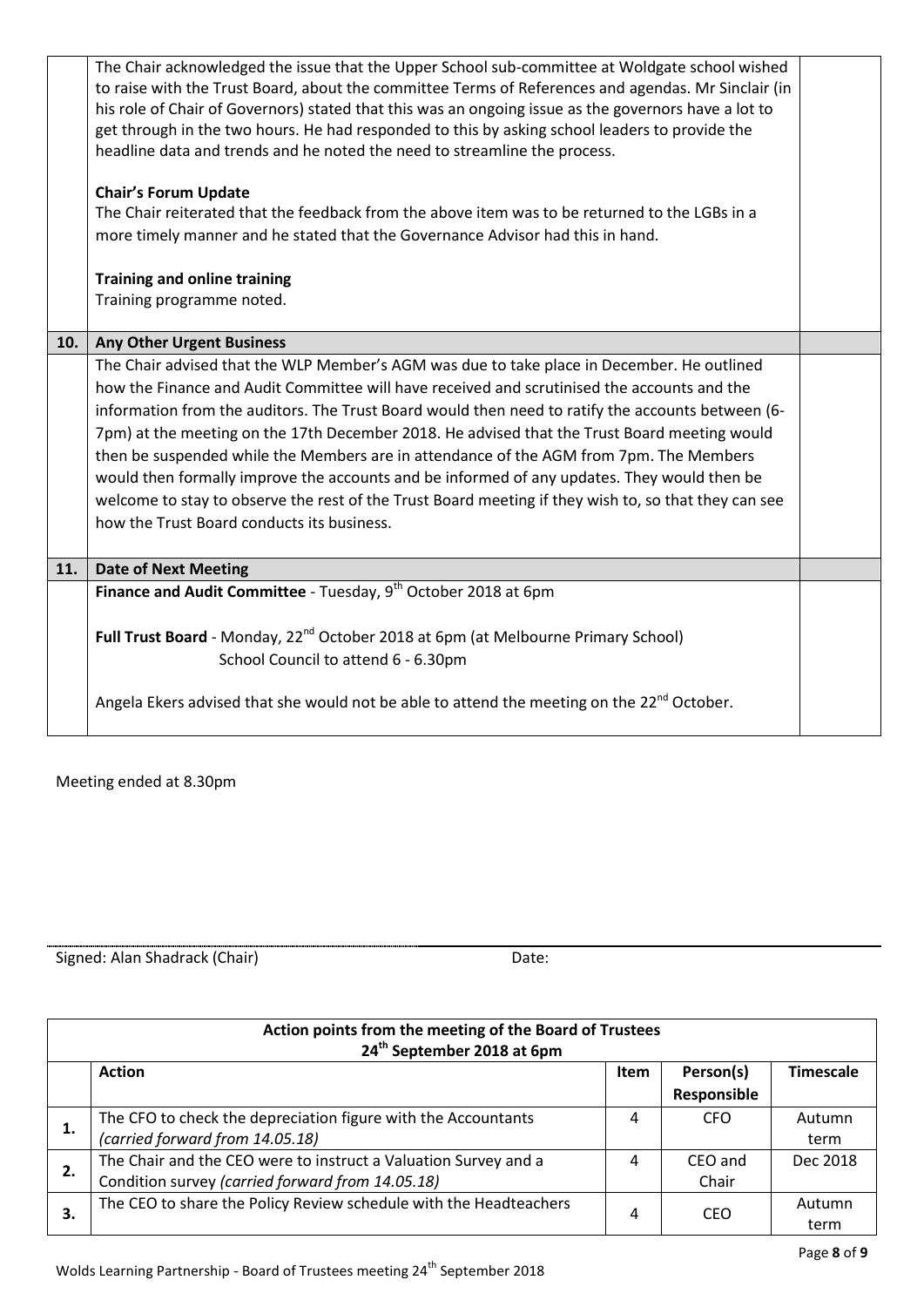| | | |
|---|---|---|
| | The Chair acknowledged the issue that the Upper School sub-committee at Woldgate school wished to raise with the Trust Board, about the committee Terms of References and agendas. Mr Sinclair (in his role of Chair of Governors) stated that this was an ongoing issue as the governors have a lot to get through in the two hours. He had responded to this by asking school leaders to provide the headline data and trends and he noted the need to streamline the process.<br><br>**Chair's Forum Update**<br>The Chair reiterated that the feedback from the above item was to be returned to the LGBs in a more timely manner and he stated that the Governance Advisor had this in hand.<br><br>**Training and online training**<br>Training programme noted. | |
| **10.** | **Any Other Urgent Business** | |
| | The Chair advised that the WLP Member's AGM was due to take place in December. He outlined how the Finance and Audit Committee will have received and scrutinised the accounts and the information from the auditors. The Trust Board would then need to ratify the accounts between (6-7pm) at the meeting on the 17th December 2018. He advised that the Trust Board meeting would then be suspended while the Members are in attendance of the AGM from 7pm. The Members would then formally improve the accounts and be informed of any updates. They would then be welcome to stay to observe the rest of the Trust Board meeting if they wish to, so that they can see how the Trust Board conducts its business. | |
| **11.** | **Date of Next Meeting** | |
| | **Finance and Audit Committee** - Tuesday, 9th October 2018 at 6pm<br><br>**Full Trust Board** - Monday, 22nd October 2018 at 6pm (at Melbourne Primary School)<br>School Council to attend 6 - 6.30pm<br><br>Angela Ekers advised that she would not be able to attend the meeting on the 22nd October. | |

Meeting ended at 8.30pm

Signed: Alan Shadrack (Chair) Date:

| Action points from the meeting of the Board of Trustees 24th September 2018 at 6pm | | | | |
|---|---|---|---|---|
| | **Action** | **Item** | **Person(s) Responsible** | **Timescale** |
| **1.** | The CFO to check the depreciation figure with the Accountants *(carried forward from 14.05.18)* | 4 | CFO | Autumn term |
| **2.** | The Chair and the CEO were to instruct a Valuation Survey and a Condition survey *(carried forward from 14.05.18)* | 4 | CEO and Chair | Dec 2018 |
| **3.** | The CEO to share the Policy Review schedule with the Headteachers | 4 | CEO | Autumn term |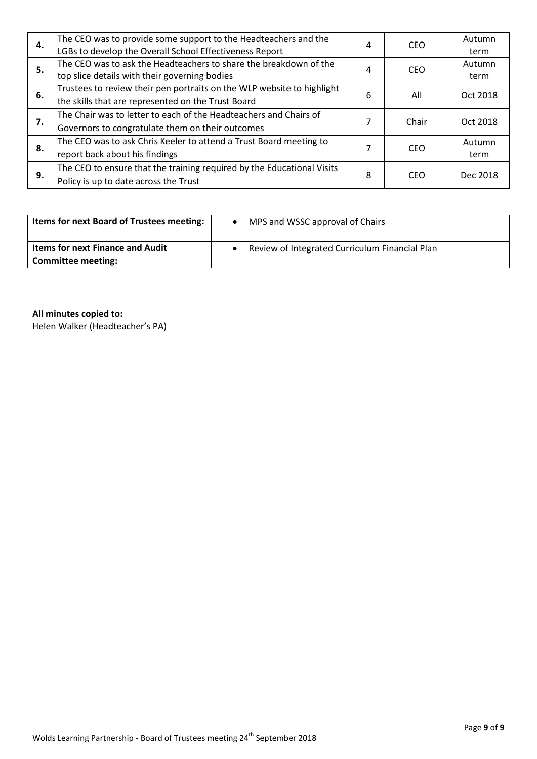| | | | | |
|---|---|---|---|---|
| **4.** | The CEO was to provide some support to the Headteachers and the LGBs to develop the Overall School Effectiveness Report | 4 | CEO | Autumn term |
| **5.** | The CEO was to ask the Headteachers to share the breakdown of the top slice details with their governing bodies | 4 | CEO | Autumn term |
| **6.** | Trustees to review their pen portraits on the WLP website to highlight the skills that are represented on the Trust Board | 6 | All | Oct 2018 |
| **7.** | The Chair was to letter to each of the Headteachers and Chairs of Governors to congratulate them on their outcomes | 7 | Chair | Oct 2018 |
| **8.** | The CEO was to ask Chris Keeler to attend a Trust Board meeting to report back about his findings | 7 | CEO | Autumn term |
| **9.** | The CEO to ensure that the training required by the Educational Visits Policy is up to date across the Trust | 8 | CEO | Dec 2018 |

| | |
|---|---|
| **Items for next Board of Trustees meeting:** | • MPS and WSSC approval of Chairs |
| **Items for next Finance and Audit Committee meeting:** | • Review of Integrated Curriculum Financial Plan |

**All minutes copied to:**
Helen Walker (Headteacher's PA)